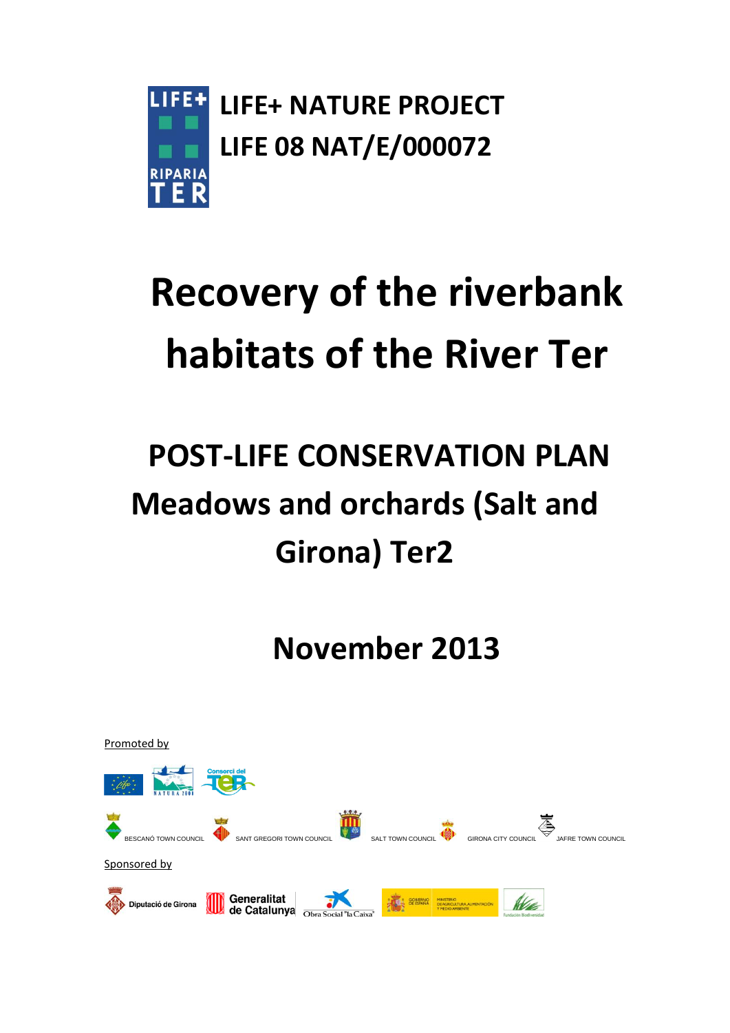LIFE+ NATURE PROJECT
LIFE 08 NAT/E/000072

# Recovery of the riverbank habitats of the River Ter

## POST-LIFE CONSERVATION PLAN
## Meadows and orchards (Salt and Girona) Ter2

## November 2013

Promoted by

BESCANÓ TOWN COUNCIL SANT GREGORI TOWN COUNCIL SALT TOWN COUNCIL GIRONA CITY COUNCIL JAFRE TOWN COUNCIL

Sponsored by

Diputació de Girona Generalitat de Catalunya Obra Social "la Caixa"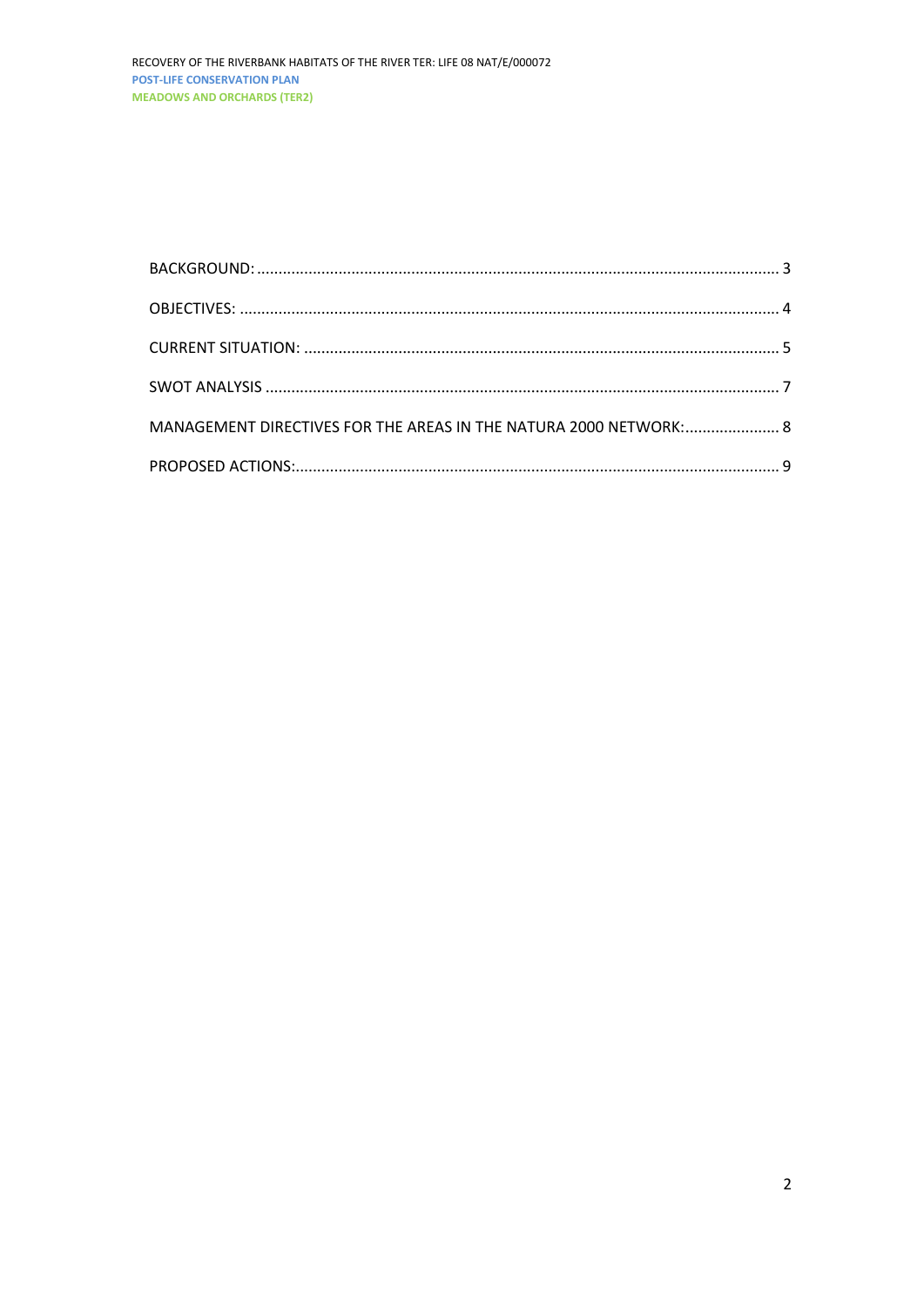BACKGROUND: ........................................................................................................................ 3

OBJECTIVES: ........................................................................................................................... 4

CURRENT SITUATION: ............................................................................................................ 5

SWOT ANALYSIS ..................................................................................................................... 7

MANAGEMENT DIRECTIVES FOR THE AREAS IN THE NATURA 2000 NETWORK:...................... 8

PROPOSED ACTIONS:.............................................................................................................. 9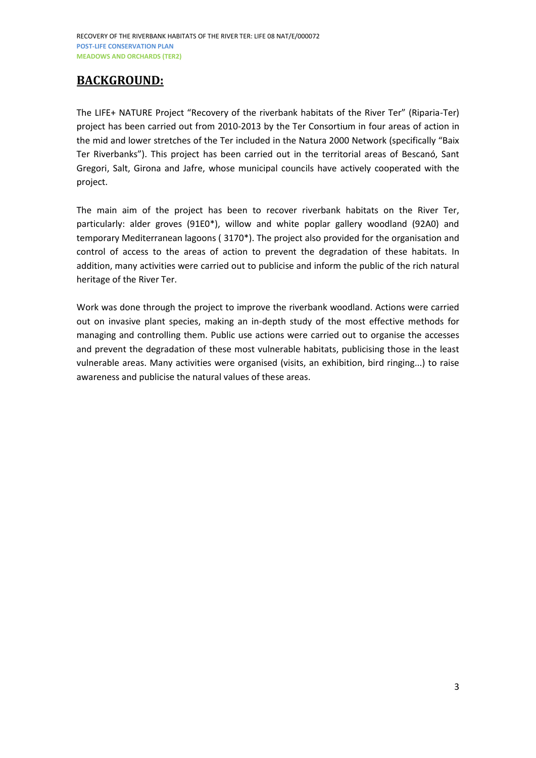## BACKGROUND:

The LIFE+ NATURE Project "Recovery of the riverbank habitats of the River Ter" (Riparia-Ter) project has been carried out from 2010-2013 by the Ter Consortium in four areas of action in the mid and lower stretches of the Ter included in the Natura 2000 Network (specifically "Baix Ter Riverbanks"). This project has been carried out in the territorial areas of Bescanó, Sant Gregori, Salt, Girona and Jafre, whose municipal councils have actively cooperated with the project.

The main aim of the project has been to recover riverbank habitats on the River Ter, particularly: alder groves (91E0*), willow and white poplar gallery woodland (92A0) and temporary Mediterranean lagoons ( 3170*). The project also provided for the organisation and control of access to the areas of action to prevent the degradation of these habitats. In addition, many activities were carried out to publicise and inform the public of the rich natural heritage of the River Ter.

Work was done through the project to improve the riverbank woodland. Actions were carried out on invasive plant species, making an in-depth study of the most effective methods for managing and controlling them. Public use actions were carried out to organise the accesses and prevent the degradation of these most vulnerable habitats, publicising those in the least vulnerable areas. Many activities were organised (visits, an exhibition, bird ringing...) to raise awareness and publicise the natural values of these areas.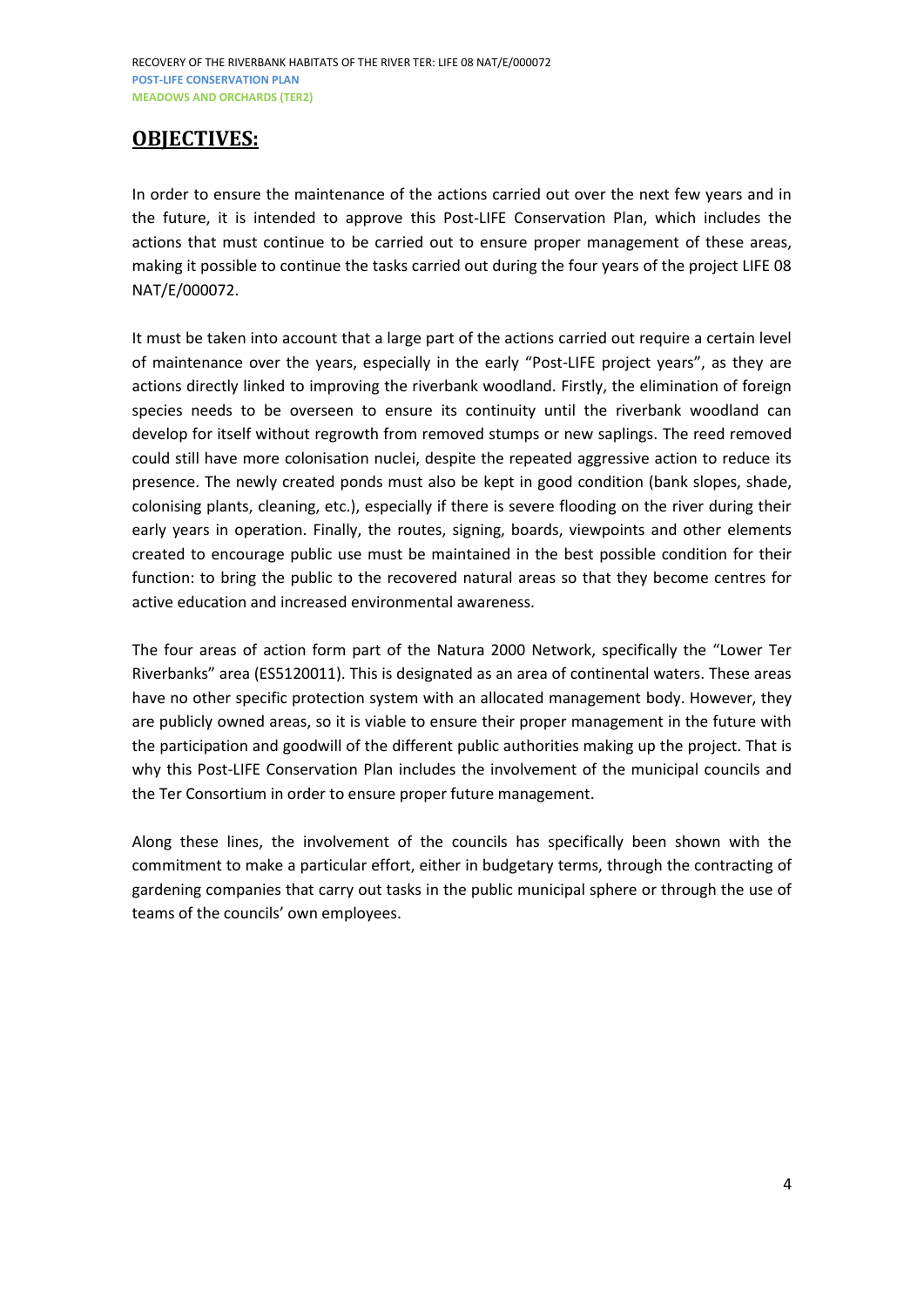## OBJECTIVES:

In order to ensure the maintenance of the actions carried out over the next few years and in the future, it is intended to approve this Post-LIFE Conservation Plan, which includes the actions that must continue to be carried out to ensure proper management of these areas, making it possible to continue the tasks carried out during the four years of the project LIFE 08 NAT/E/000072.

It must be taken into account that a large part of the actions carried out require a certain level of maintenance over the years, especially in the early "Post-LIFE project years", as they are actions directly linked to improving the riverbank woodland. Firstly, the elimination of foreign species needs to be overseen to ensure its continuity until the riverbank woodland can develop for itself without regrowth from removed stumps or new saplings. The reed removed could still have more colonisation nuclei, despite the repeated aggressive action to reduce its presence. The newly created ponds must also be kept in good condition (bank slopes, shade, colonising plants, cleaning, etc.), especially if there is severe flooding on the river during their early years in operation. Finally, the routes, signing, boards, viewpoints and other elements created to encourage public use must be maintained in the best possible condition for their function: to bring the public to the recovered natural areas so that they become centres for active education and increased environmental awareness.

The four areas of action form part of the Natura 2000 Network, specifically the "Lower Ter Riverbanks" area (ES5120011). This is designated as an area of continental waters. These areas have no other specific protection system with an allocated management body. However, they are publicly owned areas, so it is viable to ensure their proper management in the future with the participation and goodwill of the different public authorities making up the project. That is why this Post-LIFE Conservation Plan includes the involvement of the municipal councils and the Ter Consortium in order to ensure proper future management.

Along these lines, the involvement of the councils has specifically been shown with the commitment to make a particular effort, either in budgetary terms, through the contracting of gardening companies that carry out tasks in the public municipal sphere or through the use of teams of the councils' own employees.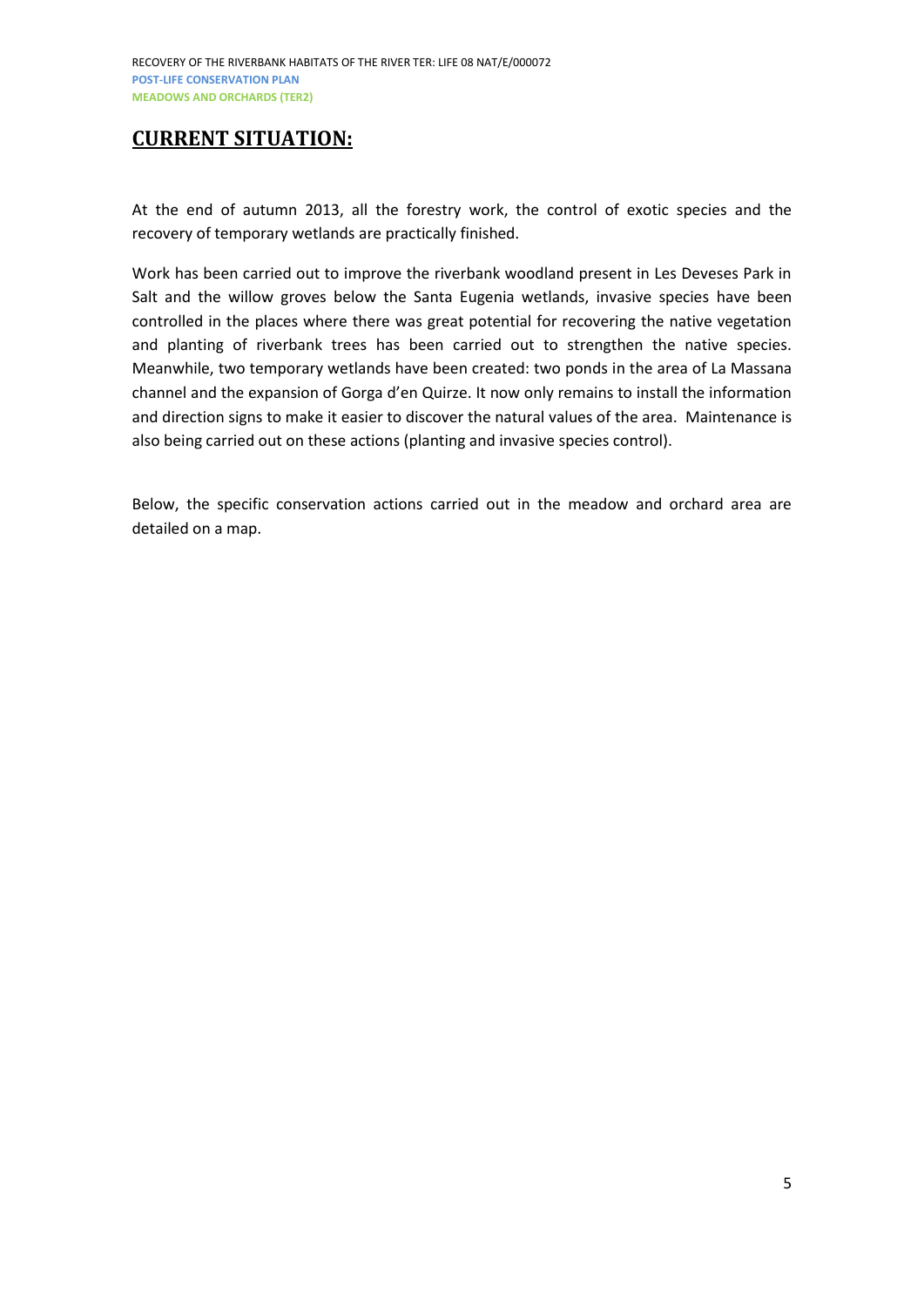## CURRENT SITUATION:

At the end of autumn 2013, all the forestry work, the control of exotic species and the recovery of temporary wetlands are practically finished.

Work has been carried out to improve the riverbank woodland present in Les Deveses Park in Salt and the willow groves below the Santa Eugenia wetlands, invasive species have been controlled in the places where there was great potential for recovering the native vegetation and planting of riverbank trees has been carried out to strengthen the native species. Meanwhile, two temporary wetlands have been created: two ponds in the area of La Massana channel and the expansion of Gorga d'en Quirze. It now only remains to install the information and direction signs to make it easier to discover the natural values of the area. Maintenance is also being carried out on these actions (planting and invasive species control).

Below, the specific conservation actions carried out in the meadow and orchard area are detailed on a map.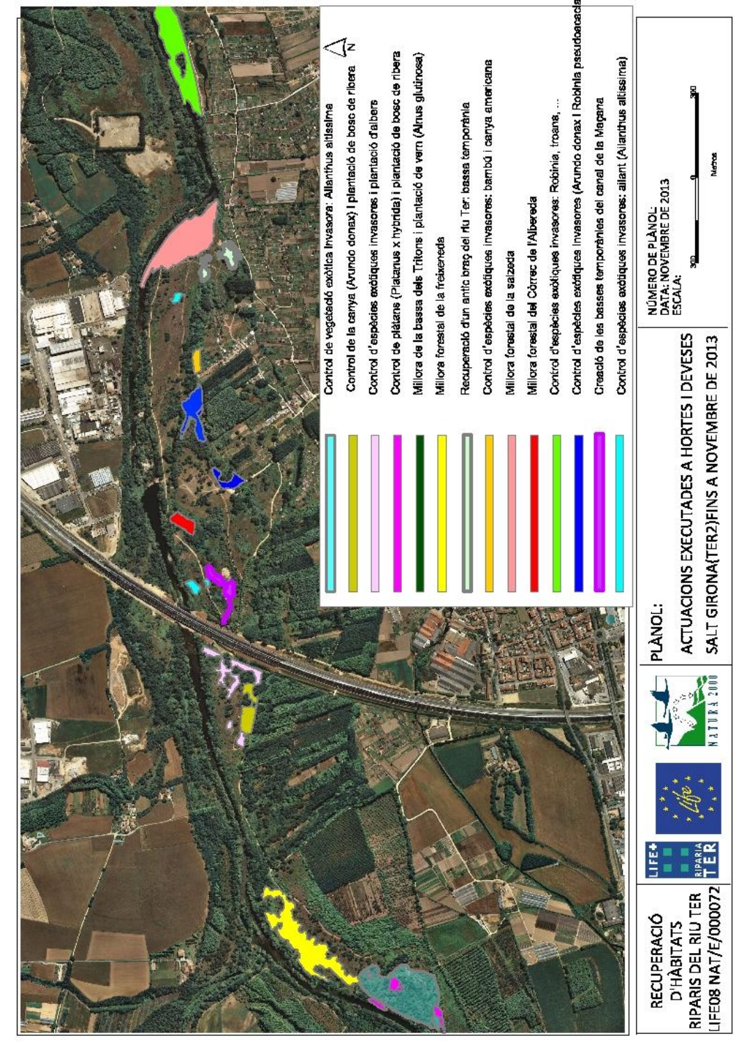RECUPERACIÓ D'HÀBITATS RIPARIS DEL RIU TER
LIFE08 NAT/E/000072

PLÀNOL:
ACTUACIONS EXECUTADES A HORTES I DEVESES SALT GIRONA(TER2)FINS A NOVEMBRE DE 2013

NÚMERO DE PLÀNOL:
DATA: NOVEMBRE DE 2013
ESCALA:

300 0 300
Metres

- Control de vegetació exòtica invasora: Ailanthus altissima
- Control de la canya (Arundo donax) i plantació de bosc de ribera
- Control d'espècies exòtiques invasores i plantació d'albers
- Control de plàtans (Platanus x hybrida) i plantació de bosc de ribera
- Millora de la bassa dels Tritons i plantació de vern (Alnus glutinosa)
- Millora forestal de la freixeneda
- Recuperació d'un antic braç del riu Ter: bassa temporània
- Control d'espècies exòtiques invasores: bambú i canya americana
- Millora forestal de la salzeda
- Millora forestal del Còrrec de l'Albereda
- Control d'espècies exòtiques invasores: Robinia, troana, ...
- Control d'espècies exòtiques invasores (Arundo donax i Robinia pseudoacacia)
- Creació de les basses temporànies del canal de la Maçana
- Control d'espècies exòtiques invasores: ailant (Ailanthus altissima)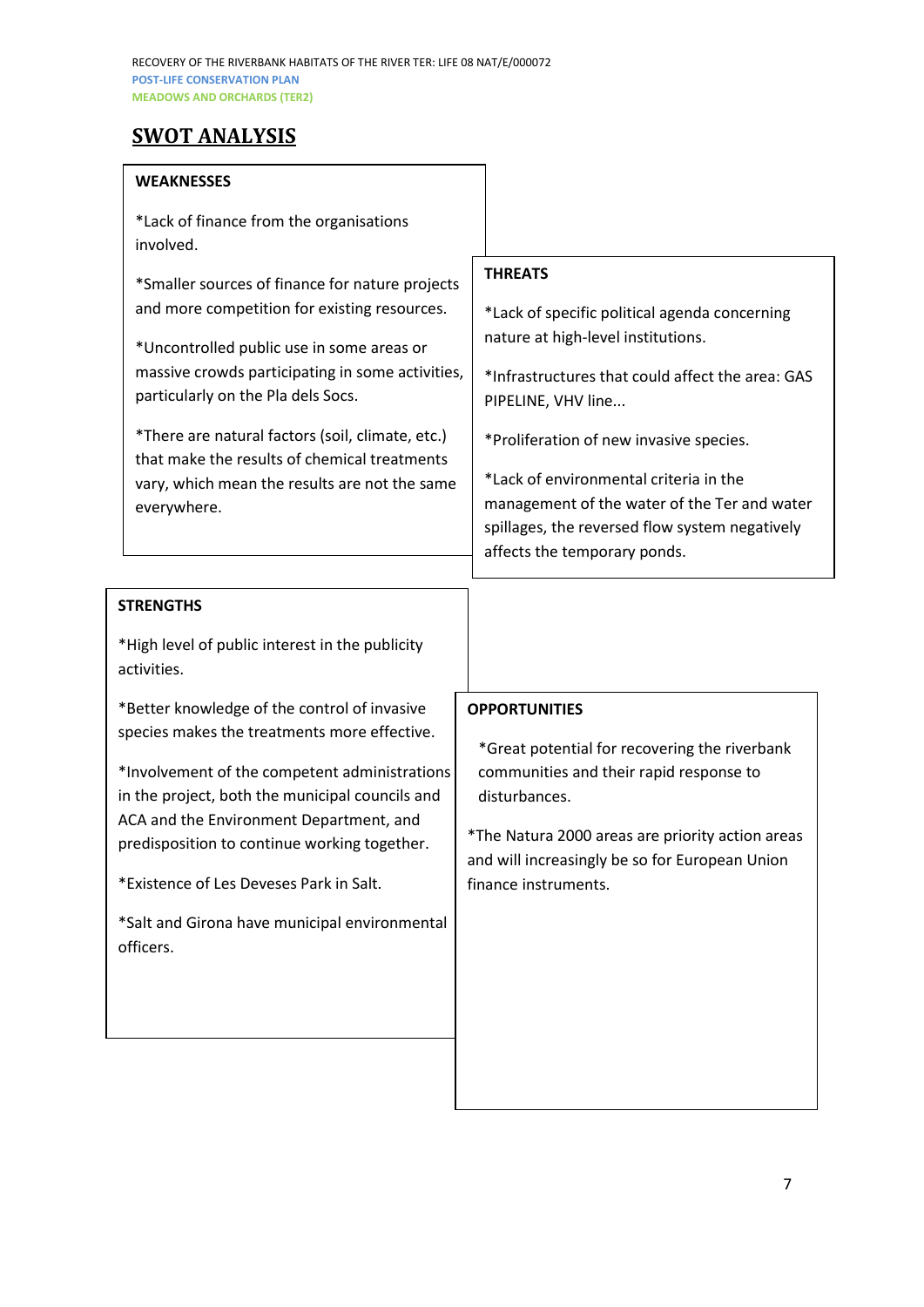## SWOT ANALYSIS

**WEAKNESSES**

*Lack of finance from the organisations involved.

*Smaller sources of finance for nature projects and more competition for existing resources.

*Uncontrolled public use in some areas or massive crowds participating in some activities, particularly on the Pla dels Socs.

*There are natural factors (soil, climate, etc.) that make the results of chemical treatments vary, which mean the results are not the same everywhere.

**THREATS**

*Lack of specific political agenda concerning nature at high-level institutions.

*Infrastructures that could affect the area: GAS PIPELINE, VHV line...

*Proliferation of new invasive species.

*Lack of environmental criteria in the management of the water of the Ter and water spillages, the reversed flow system negatively affects the temporary ponds.

**STRENGTHS**

*High level of public interest in the publicity activities.

*Better knowledge of the control of invasive species makes the treatments more effective.

*Involvement of the competent administrations in the project, both the municipal councils and ACA and the Environment Department, and predisposition to continue working together.

*Existence of Les Deveses Park in Salt.

*Salt and Girona have municipal environmental officers.

**OPPORTUNITIES**

*Great potential for recovering the riverbank communities and their rapid response to disturbances.

*The Natura 2000 areas are priority action areas and will increasingly be so for European Union finance instruments.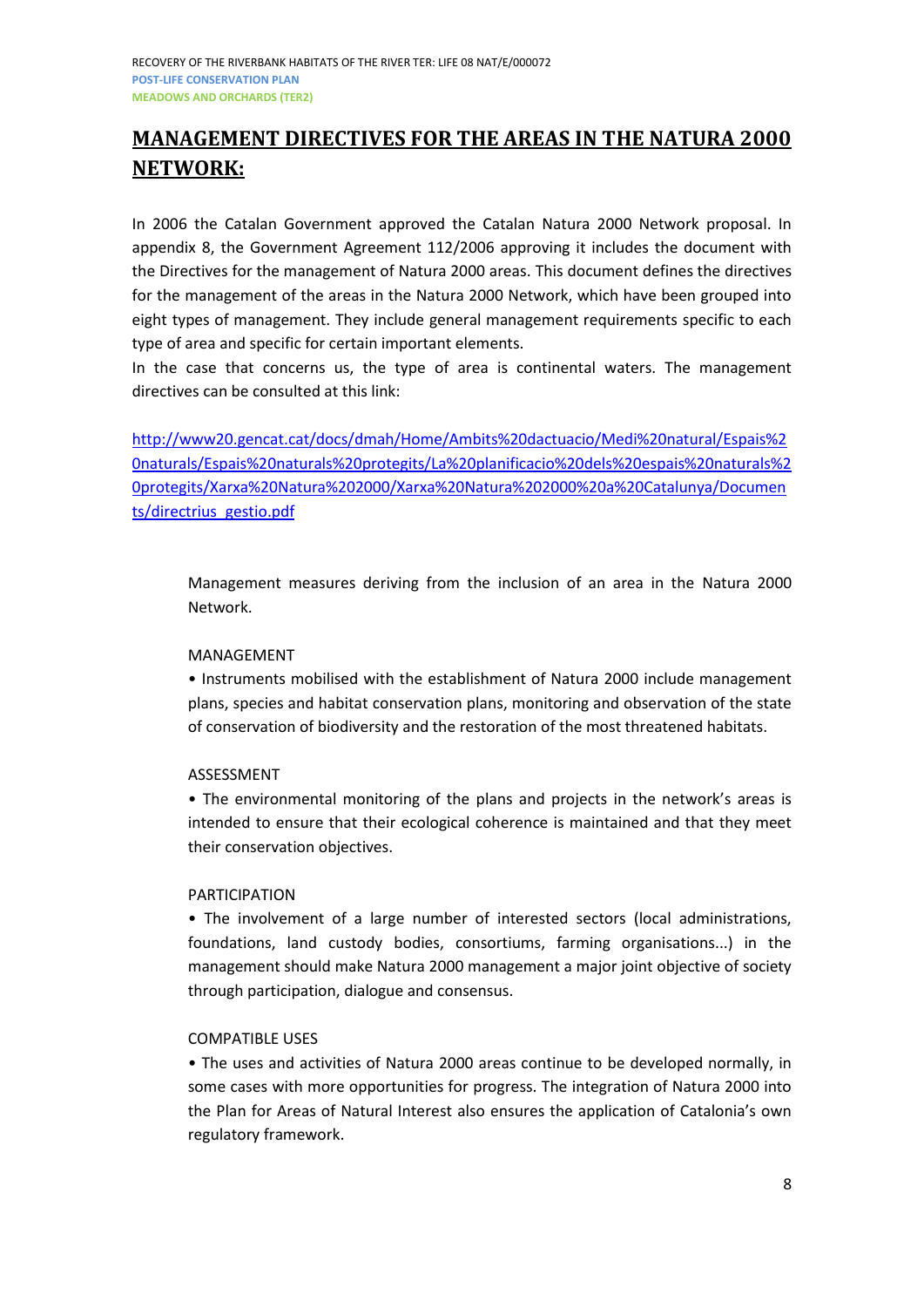# MANAGEMENT DIRECTIVES FOR THE AREAS IN THE NATURA 2000 NETWORK:

In 2006 the Catalan Government approved the Catalan Natura 2000 Network proposal. In appendix 8, the Government Agreement 112/2006 approving it includes the document with the Directives for the management of Natura 2000 areas. This document defines the directives for the management of the areas in the Natura 2000 Network, which have been grouped into eight types of management. They include general management requirements specific to each type of area and specific for certain important elements.

In the case that concerns us, the type of area is continental waters. The management directives can be consulted at this link:

http://www20.gencat.cat/docs/dmah/Home/Ambits%20dactuacio/Medi%20natural/Espais%20naturals/Espais%20naturals%20protegits/La%20planificacio%20dels%20espais%20naturals%20protegits/Xarxa%20Natura%202000/Xarxa%20Natura%202000%20a%20Catalunya/Documents/directrius_gestio.pdf

Management measures deriving from the inclusion of an area in the Natura 2000 Network.

MANAGEMENT

- Instruments mobilised with the establishment of Natura 2000 include management plans, species and habitat conservation plans, monitoring and observation of the state of conservation of biodiversity and the restoration of the most threatened habitats.

ASSESSMENT

- The environmental monitoring of the plans and projects in the network's areas is intended to ensure that their ecological coherence is maintained and that they meet their conservation objectives.

PARTICIPATION

- The involvement of a large number of interested sectors (local administrations, foundations, land custody bodies, consortiums, farming organisations...) in the management should make Natura 2000 management a major joint objective of society through participation, dialogue and consensus.

COMPATIBLE USES

- The uses and activities of Natura 2000 areas continue to be developed normally, in some cases with more opportunities for progress. The integration of Natura 2000 into the Plan for Areas of Natural Interest also ensures the application of Catalonia's own regulatory framework.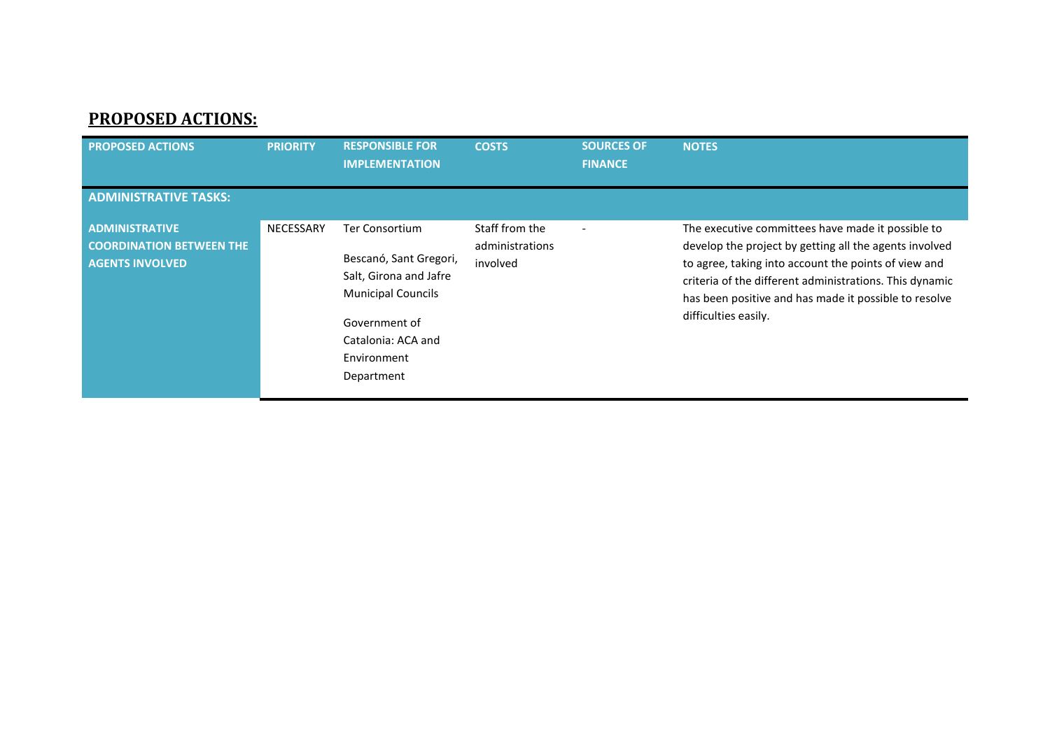## PROPOSED ACTIONS:

| PROPOSED ACTIONS | PRIORITY | RESPONSIBLE FOR IMPLEMENTATION | COSTS | SOURCES OF FINANCE | NOTES |
|---|---|---|---|---|---|
| **ADMINISTRATIVE TASKS:** | | | | | |
| **ADMINISTRATIVE COORDINATION BETWEEN THE AGENTS INVOLVED** | NECESSARY | Ter Consortium<br><br>Bescanó, Sant Gregori, Salt, Girona and Jafre Municipal Councils<br><br>Government of Catalonia: ACA and Environment Department | Staff from the administrations involved | - | The executive committees have made it possible to develop the project by getting all the agents involved to agree, taking into account the points of view and criteria of the different administrations. This dynamic has been positive and has made it possible to resolve difficulties easily. |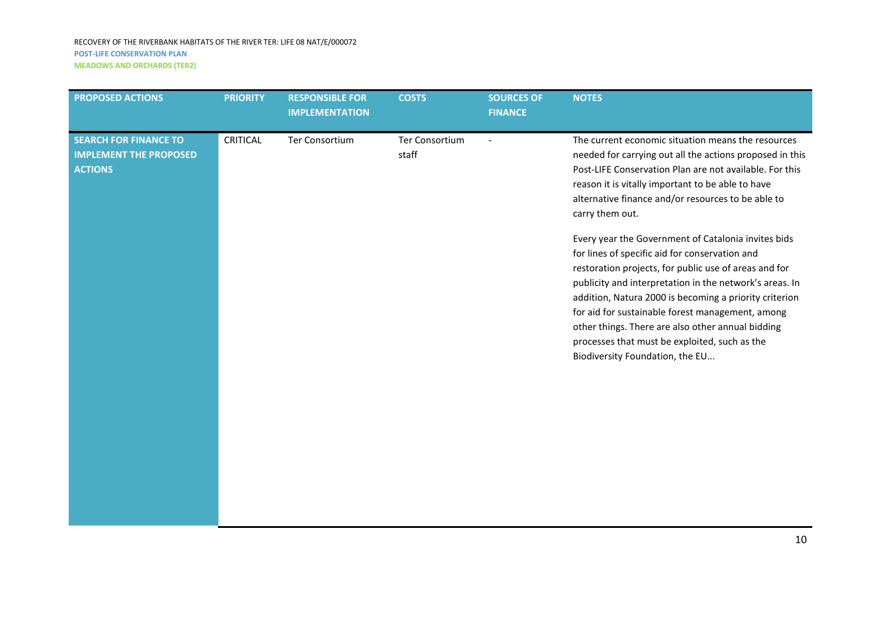| PROPOSED ACTIONS | PRIORITY | RESPONSIBLE FOR IMPLEMENTATION | COSTS | SOURCES OF FINANCE | NOTES |
|---|---|---|---|---|---|
| **SEARCH FOR FINANCE TO IMPLEMENT THE PROPOSED ACTIONS** | CRITICAL | Ter Consortium | Ter Consortium staff | - | The current economic situation means the resources needed for carrying out all the actions proposed in this Post-LIFE Conservation Plan are not available. For this reason it is vitally important to be able to have alternative finance and/or resources to be able to carry them out.<br><br>Every year the Government of Catalonia invites bids for lines of specific aid for conservation and restoration projects, for public use of areas and for publicity and interpretation in the network's areas. In addition, Natura 2000 is becoming a priority criterion for aid for sustainable forest management, among other things. There are also other annual bidding processes that must be exploited, such as the Biodiversity Foundation, the EU... |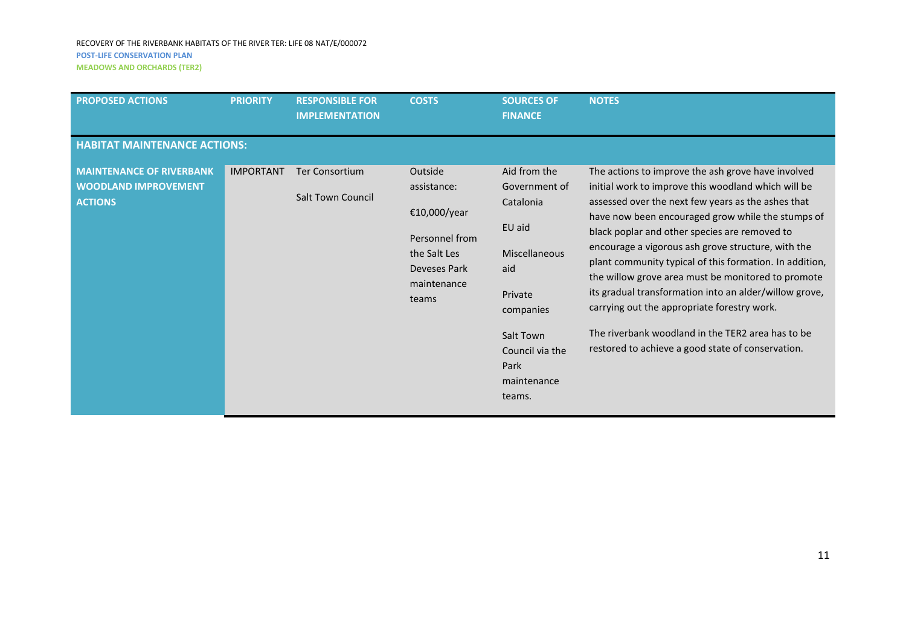| PROPOSED ACTIONS | PRIORITY | RESPONSIBLE FOR IMPLEMENTATION | COSTS | SOURCES OF FINANCE | NOTES |
|---|---|---|---|---|---|
| **HABITAT MAINTENANCE ACTIONS:** | | | | | |
| **MAINTENANCE OF RIVERBANK WOODLAND IMPROVEMENT ACTIONS** | IMPORTANT | Ter Consortium<br><br>Salt Town Council | Outside assistance:<br><br>€10,000/year<br><br>Personnel from the Salt Les Deveses Park maintenance teams | Aid from the Government of Catalonia<br><br>EU aid<br><br>Miscellaneous aid<br><br>Private companies<br><br>Salt Town Council via the Park maintenance teams. | The actions to improve the ash grove have involved initial work to improve this woodland which will be assessed over the next few years as the ashes that have now been encouraged grow while the stumps of black poplar and other species are removed to encourage a vigorous ash grove structure, with the plant community typical of this formation. In addition, the willow grove area must be monitored to promote its gradual transformation into an alder/willow grove, carrying out the appropriate forestry work.<br><br>The riverbank woodland in the TER2 area has to be restored to achieve a good state of conservation. |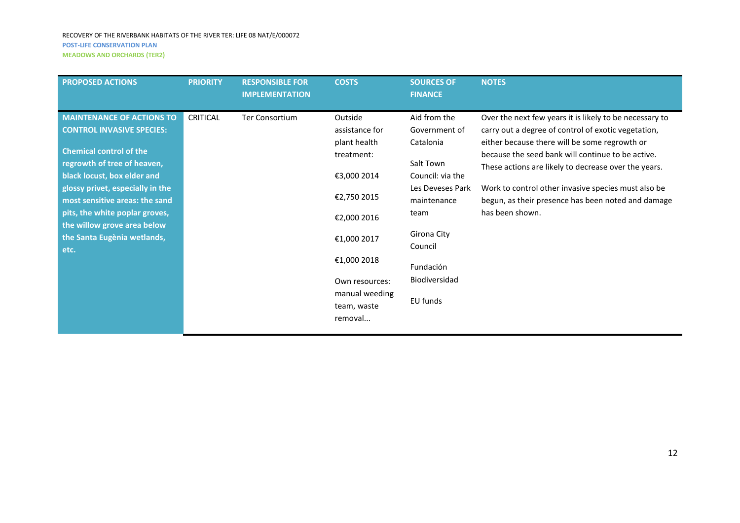| PROPOSED ACTIONS | PRIORITY | RESPONSIBLE FOR IMPLEMENTATION | COSTS | SOURCES OF FINANCE | NOTES |
|---|---|---|---|---|---|
| **MAINTENANCE OF ACTIONS TO CONTROL INVASIVE SPECIES:**<br><br>**Chemical control of the regrowth of tree of heaven, black locust, box elder and glossy privet, especially in the most sensitive areas: the sand pits, the white poplar groves, the willow grove area below the Santa Eugènia wetlands, etc.** | CRITICAL | Ter Consortium | Outside assistance for plant health treatment:<br><br>€3,000 2014<br><br>€2,750 2015<br><br>€2,000 2016<br><br>€1,000 2017<br><br>€1,000 2018<br><br>Own resources: manual weeding team, waste removal... | Aid from the Government of Catalonia<br><br>Salt Town Council: via the Les Deveses Park maintenance team<br><br>Girona City Council<br><br>Fundación Biodiversidad<br><br>EU funds | Over the next few years it is likely to be necessary to carry out a degree of control of exotic vegetation, either because there will be some regrowth or because the seed bank will continue to be active. These actions are likely to decrease over the years.<br><br>Work to control other invasive species must also be begun, as their presence has been noted and damage has been shown. |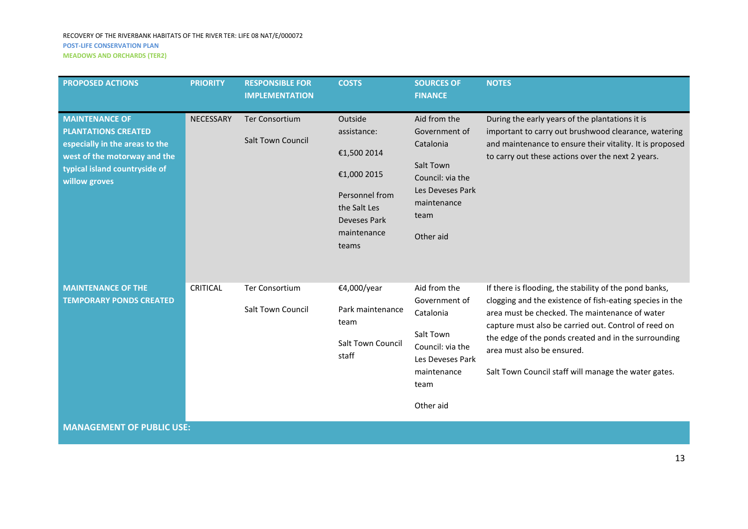| PROPOSED ACTIONS | PRIORITY | RESPONSIBLE FOR IMPLEMENTATION | COSTS | SOURCES OF FINANCE | NOTES |
|---|---|---|---|---|---|
| **MAINTENANCE OF PLANTATIONS CREATED especially in the areas to the west of the motorway and the typical island countryside of willow groves** | NECESSARY | Ter Consortium<br><br>Salt Town Council | Outside assistance:<br><br>€1,500 2014<br><br>€1,000 2015<br><br>Personnel from the Salt Les Deveses Park maintenance teams | Aid from the Government of Catalonia<br><br>Salt Town Council: via the Les Deveses Park maintenance team<br><br>Other aid | During the early years of the plantations it is important to carry out brushwood clearance, watering and maintenance to ensure their vitality. It is proposed to carry out these actions over the next 2 years. |
| **MAINTENANCE OF THE TEMPORARY PONDS CREATED** | CRITICAL | Ter Consortium<br><br>Salt Town Council | €4,000/year<br><br>Park maintenance team<br><br>Salt Town Council staff | Aid from the Government of Catalonia<br><br>Salt Town Council: via the Les Deveses Park maintenance team<br><br>Other aid | If there is flooding, the stability of the pond banks, clogging and the existence of fish-eating species in the area must be checked. The maintenance of water capture must also be carried out. Control of reed on the edge of the ponds created and in the surrounding area must also be ensured.<br><br>Salt Town Council staff will manage the water gates. |
| **MANAGEMENT OF PUBLIC USE:** | | | | | |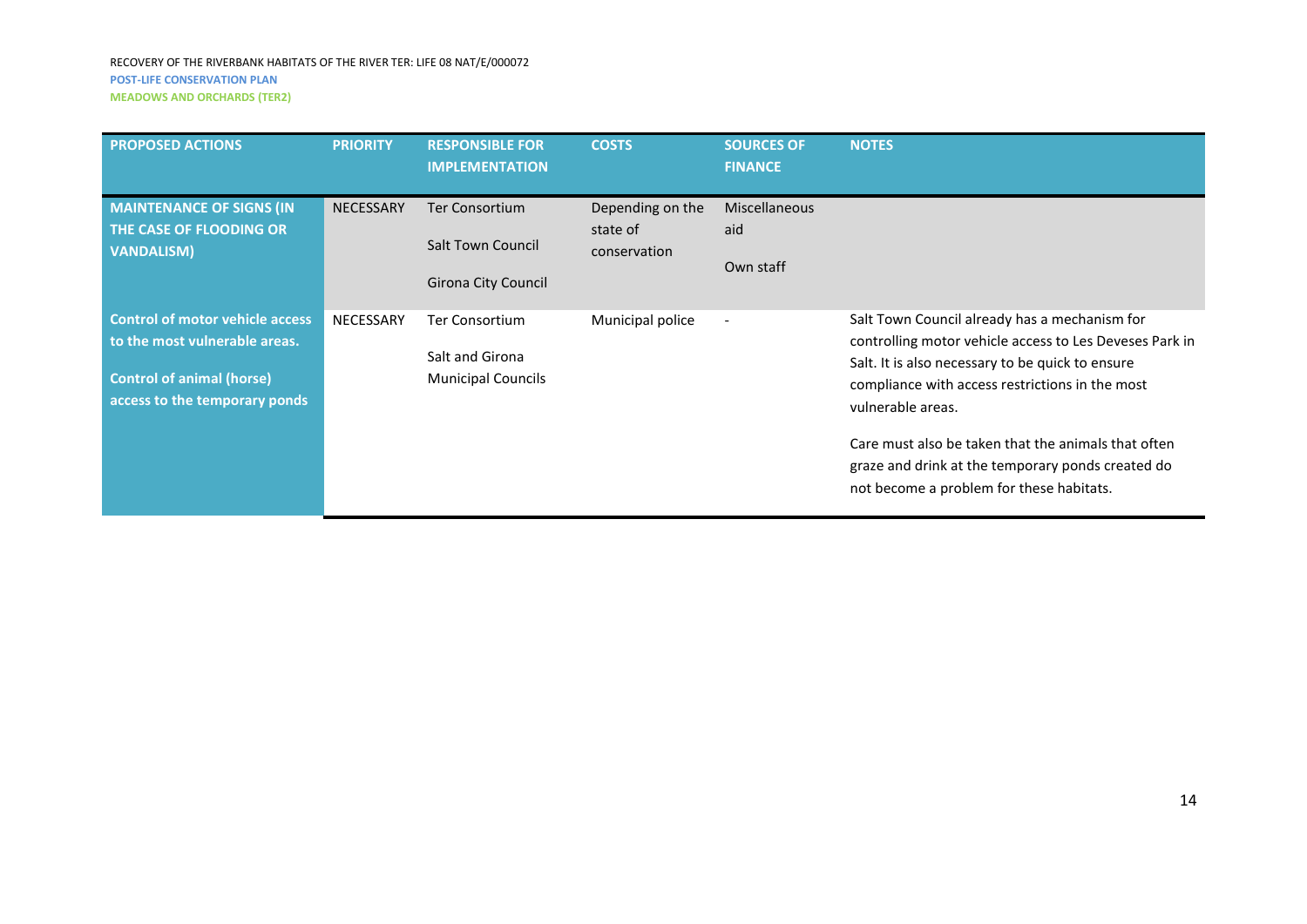| PROPOSED ACTIONS | PRIORITY | RESPONSIBLE FOR IMPLEMENTATION | COSTS | SOURCES OF FINANCE | NOTES |
|---|---|---|---|---|---|
| **MAINTENANCE OF SIGNS (IN THE CASE OF FLOODING OR VANDALISM)** | NECESSARY | Ter Consortium<br><br>Salt Town Council<br><br>Girona City Council | Depending on the state of conservation | Miscellaneous aid<br><br>Own staff | |
| **Control of motor vehicle access to the most vulnerable areas.**<br><br>**Control of animal (horse) access to the temporary ponds** | NECESSARY | Ter Consortium<br><br>Salt and Girona Municipal Councils | Municipal police | - | Salt Town Council already has a mechanism for controlling motor vehicle access to Les Deveses Park in Salt. It is also necessary to be quick to ensure compliance with access restrictions in the most vulnerable areas.<br><br>Care must also be taken that the animals that often graze and drink at the temporary ponds created do not become a problem for these habitats. |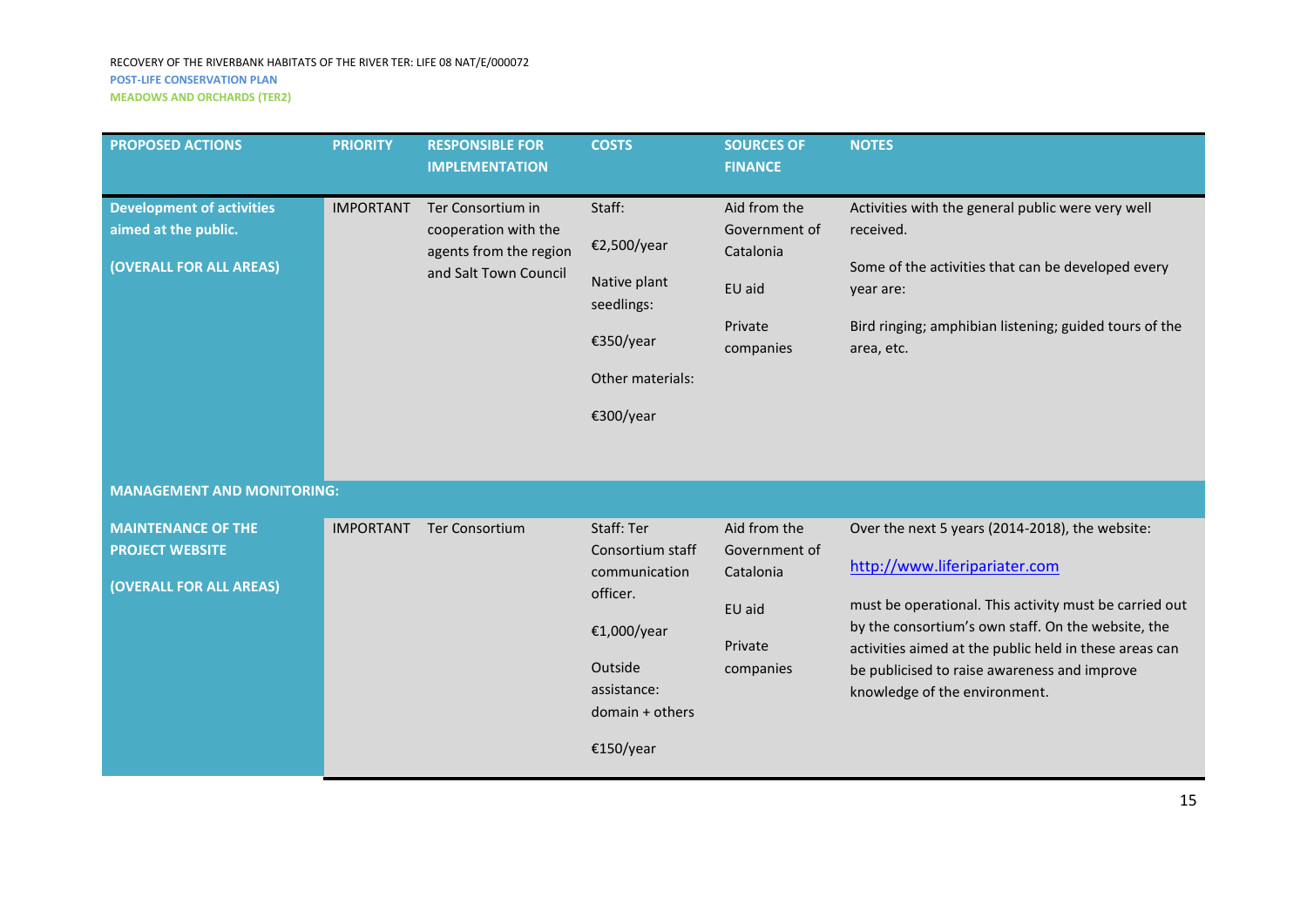| PROPOSED ACTIONS | PRIORITY | RESPONSIBLE FOR IMPLEMENTATION | COSTS | SOURCES OF FINANCE | NOTES |
|---|---|---|---|---|---|
| **Development of activities aimed at the public.** <br><br> **(OVERALL FOR ALL AREAS)** | IMPORTANT | Ter Consortium in cooperation with the agents from the region and Salt Town Council | Staff: <br><br> €2,500/year <br><br> Native plant seedlings: <br><br> €350/year <br><br> Other materials: <br><br> €300/year | Aid from the Government of Catalonia <br><br> EU aid <br><br> Private companies | Activities with the general public were very well received. <br><br> Some of the activities that can be developed every year are: <br><br> Bird ringing; amphibian listening; guided tours of the area, etc. |
| **MANAGEMENT AND MONITORING:** | | | | | |
| **MAINTENANCE OF THE PROJECT WEBSITE** <br><br> **(OVERALL FOR ALL AREAS)** | IMPORTANT | Ter Consortium | Staff: Ter Consortium staff communication officer. <br><br> €1,000/year <br><br> Outside assistance: domain + others <br><br> €150/year | Aid from the Government of Catalonia <br><br> EU aid <br><br> Private companies | Over the next 5 years (2014-2018), the website: <br><br> http://www.liferipariater.com <br><br> must be operational. This activity must be carried out by the consortium's own staff. On the website, the activities aimed at the public held in these areas can be publicised to raise awareness and improve knowledge of the environment. |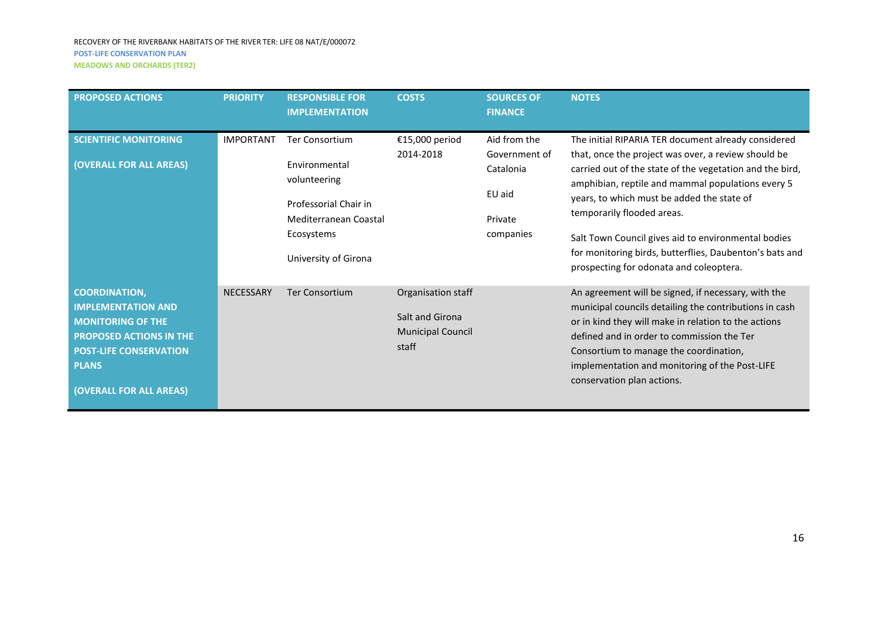| PROPOSED ACTIONS | PRIORITY | RESPONSIBLE FOR IMPLEMENTATION | COSTS | SOURCES OF FINANCE | NOTES |
|---|---|---|---|---|---|
| **SCIENTIFIC MONITORING (OVERALL FOR ALL AREAS)** | IMPORTANT | Ter Consortium<br><br>Environmental volunteering<br><br>Professorial Chair in Mediterranean Coastal Ecosystems<br><br>University of Girona | €15,000 period 2014-2018 | Aid from the Government of Catalonia<br><br>EU aid<br><br>Private companies | The initial RIPARIA TER document already considered that, once the project was over, a review should be carried out of the state of the vegetation and the bird, amphibian, reptile and mammal populations every 5 years, to which must be added the state of temporarily flooded areas.<br><br>Salt Town Council gives aid to environmental bodies for monitoring birds, butterflies, Daubenton's bats and prospecting for odonata and coleoptera. |
| **COORDINATION, IMPLEMENTATION AND MONITORING OF THE PROPOSED ACTIONS IN THE POST-LIFE CONSERVATION PLANS (OVERALL FOR ALL AREAS)** | NECESSARY | Ter Consortium | Organisation staff<br><br>Salt and Girona Municipal Council staff | | An agreement will be signed, if necessary, with the municipal councils detailing the contributions in cash or in kind they will make in relation to the actions defined and in order to commission the Ter Consortium to manage the coordination, implementation and monitoring of the Post-LIFE conservation plan actions. |